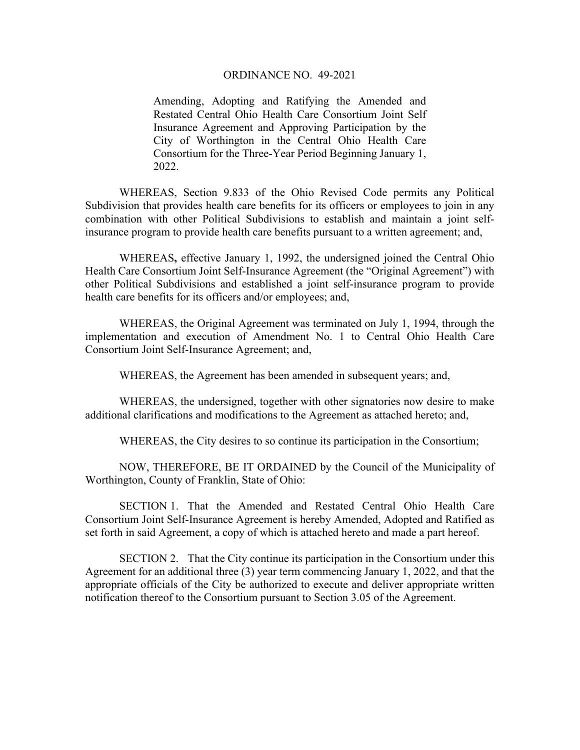# ORDINANCE NO. 49-2021

Amending, Adopting and Ratifying the Amended and Restated Central Ohio Health Care Consortium Joint Self Insurance Agreement and Approving Participation by the City of Worthington in the Central Ohio Health Care Consortium for the Three-Year Period Beginning January 1, 2022.

WHEREAS, Section 9.833 of the Ohio Revised Code permits any Political Subdivision that provides health care benefits for its officers or employees to join in any combination with other Political Subdivisions to establish and maintain a joint self-insurance program to provide health care benefits pursuant to a written agreement; and,

WHEREAS**,** effective January 1, 1992, the undersigned joined the Central Ohio Health Care Consortium Joint Self-Insurance Agreement (the "Original Agreement") with other Political Subdivisions and established a joint self-insurance program to provide health care benefits for its officers and/or employees; and,

WHEREAS, the Original Agreement was terminated on July 1, 1994, through the implementation and execution of Amendment No. 1 to Central Ohio Health Care Consortium Joint Self-Insurance Agreement; and,

WHEREAS, the Agreement has been amended in subsequent years; and,

WHEREAS, the undersigned, together with other signatories now desire to make additional clarifications and modifications to the Agreement as attached hereto; and,

WHEREAS, the City desires to so continue its participation in the Consortium;

NOW, THEREFORE, BE IT ORDAINED by the Council of the Municipality of Worthington, County of Franklin, State of Ohio:

SECTION 1. That the Amended and Restated Central Ohio Health Care Consortium Joint Self-Insurance Agreement is hereby Amended, Adopted and Ratified as set forth in said Agreement, a copy of which is attached hereto and made a part hereof.

SECTION 2. That the City continue its participation in the Consortium under this Agreement for an additional three (3) year term commencing January 1, 2022, and that the appropriate officials of the City be authorized to execute and deliver appropriate written notification thereof to the Consortium pursuant to Section 3.05 of the Agreement.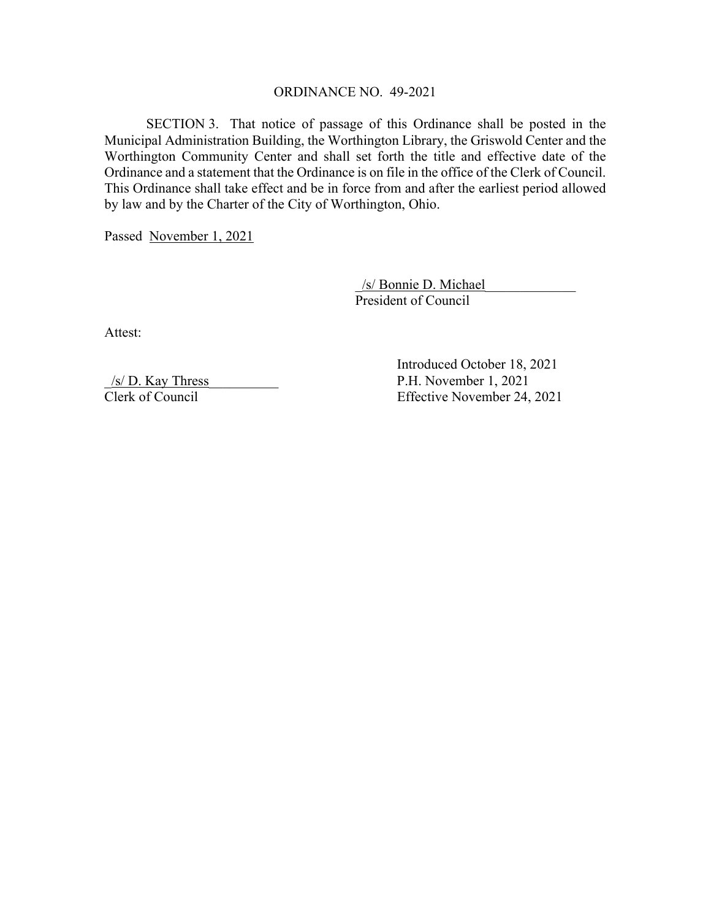ORDINANCE NO. 49-2021

SECTION 3. That notice of passage of this Ordinance shall be posted in the Municipal Administration Building, the Worthington Library, the Griswold Center and the Worthington Community Center and shall set forth the title and effective date of the Ordinance and a statement that the Ordinance is on file in the office of the Clerk of Council. This Ordinance shall take effect and be in force from and after the earliest period allowed by law and by the Charter of the City of Worthington, Ohio.

Passed November 1, 2021

/s/ Bonnie D. Michael
President of Council

Attest:

/s/ D. Kay Thress
Clerk of Council

Introduced October 18, 2021
P.H. November 1, 2021
Effective November 24, 2021